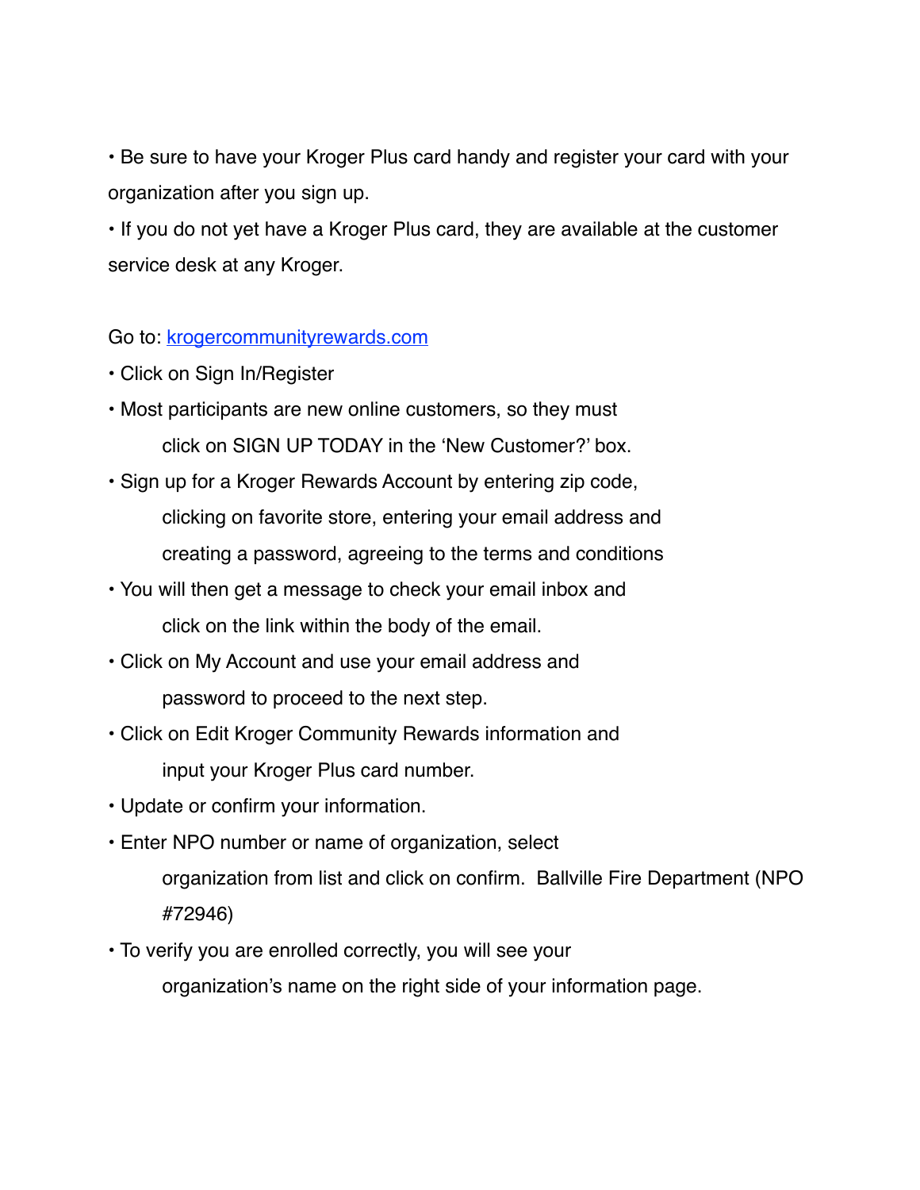- Be sure to have your Kroger Plus card handy and register your card with your organization after you sign up.
- If you do not yet have a Kroger Plus card, they are available at the customer service desk at any Kroger.

Go to: [krogercommunityrewards.com](krogercommunityrewards.com)

- Click on Sign In/Register
- Most participants are new online customers, so they must click on SIGN UP TODAY in the 'New Customer?' box.
- Sign up for a Kroger Rewards Account by entering zip code, clicking on favorite store, entering your email address and creating a password, agreeing to the terms and conditions
- You will then get a message to check your email inbox and click on the link within the body of the email.
- Click on My Account and use your email address and password to proceed to the next step.
- Click on Edit Kroger Community Rewards information and input your Kroger Plus card number.
- Update or confirm your information.
- Enter NPO number or name of organization, select organization from list and click on confirm. Ballville Fire Department (NPO #72946)
- To verify you are enrolled correctly, you will see your organization's name on the right side of your information page.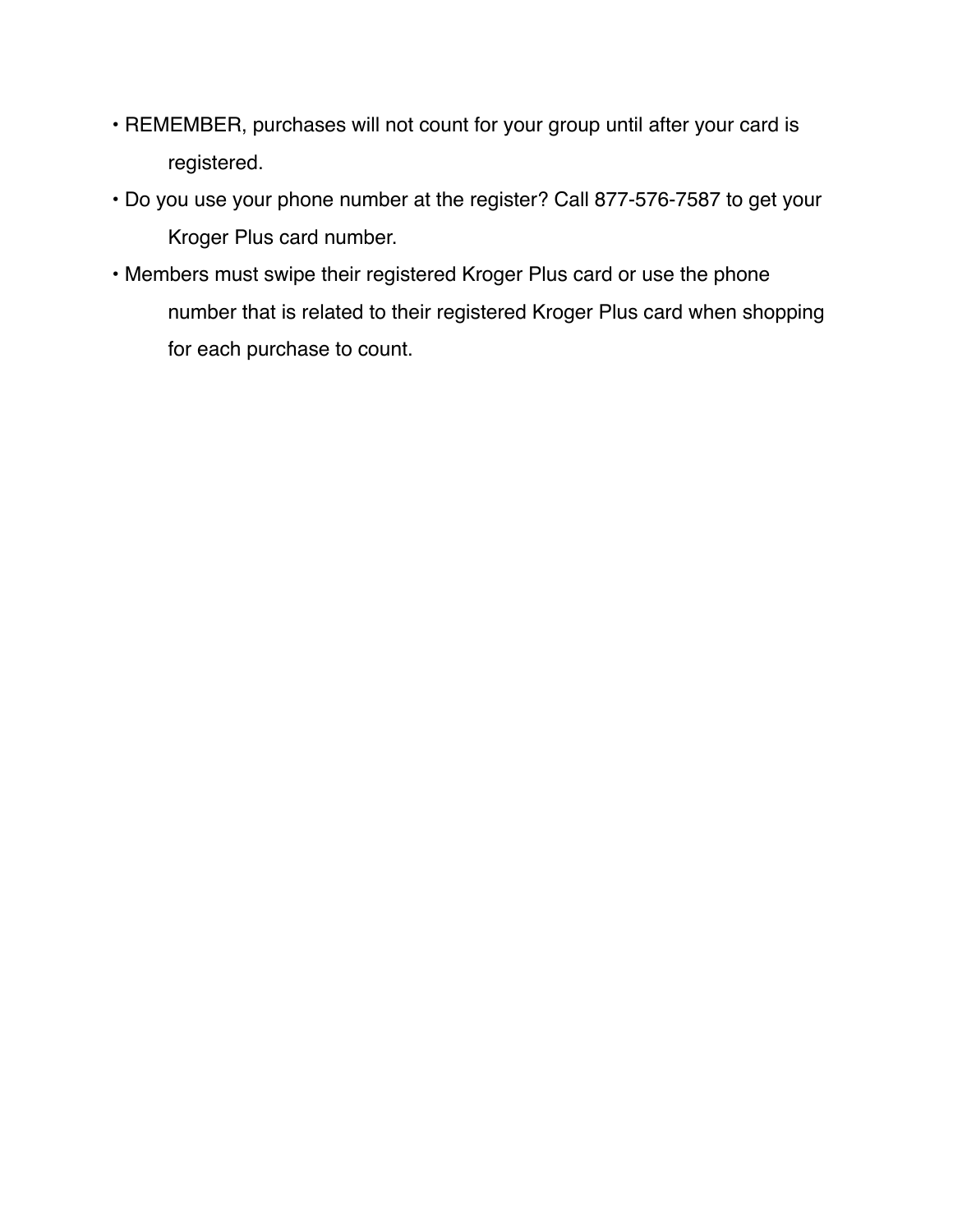- REMEMBER, purchases will not count for your group until after your card is registered.
- Do you use your phone number at the register? Call 877-576-7587 to get your Kroger Plus card number.
- Members must swipe their registered Kroger Plus card or use the phone number that is related to their registered Kroger Plus card when shopping for each purchase to count.